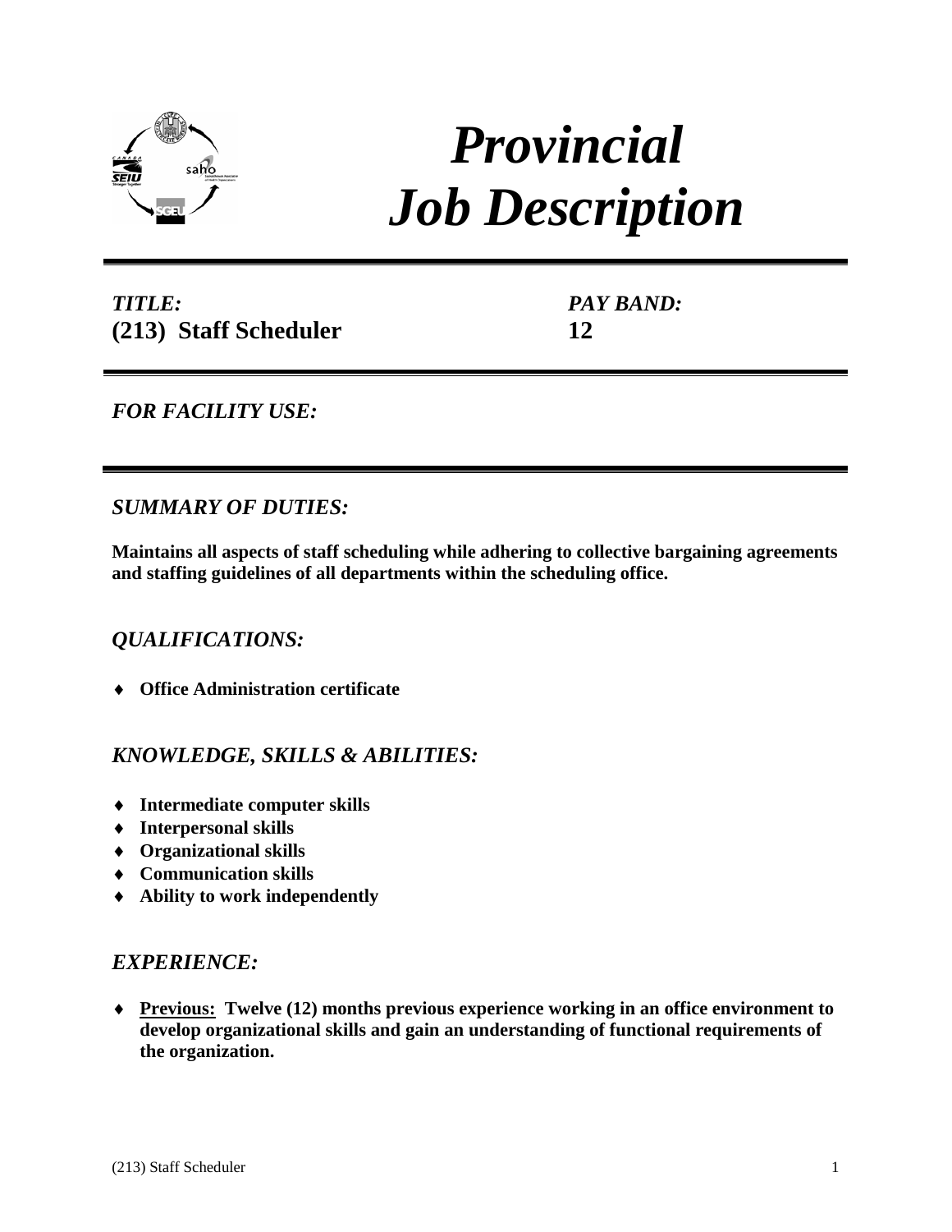# *Provincial Job Description*

***TITLE:***
**(213) Staff Scheduler**

***PAY BAND:***
**12**

***FOR FACILITY USE:***

## *SUMMARY OF DUTIES:*

**Maintains all aspects of staff scheduling while adhering to collective bargaining agreements and staffing guidelines of all departments within the scheduling office.**

## *QUALIFICATIONS:*

- **Office Administration certificate**

## *KNOWLEDGE, SKILLS & ABILITIES:*

- **Intermediate computer skills**
- **Interpersonal skills**
- **Organizational skills**
- **Communication skills**
- **Ability to work independently**

## *EXPERIENCE:*

- **<u>Previous:</u> Twelve (12) months previous experience working in an office environment to develop organizational skills and gain an understanding of functional requirements of the organization.**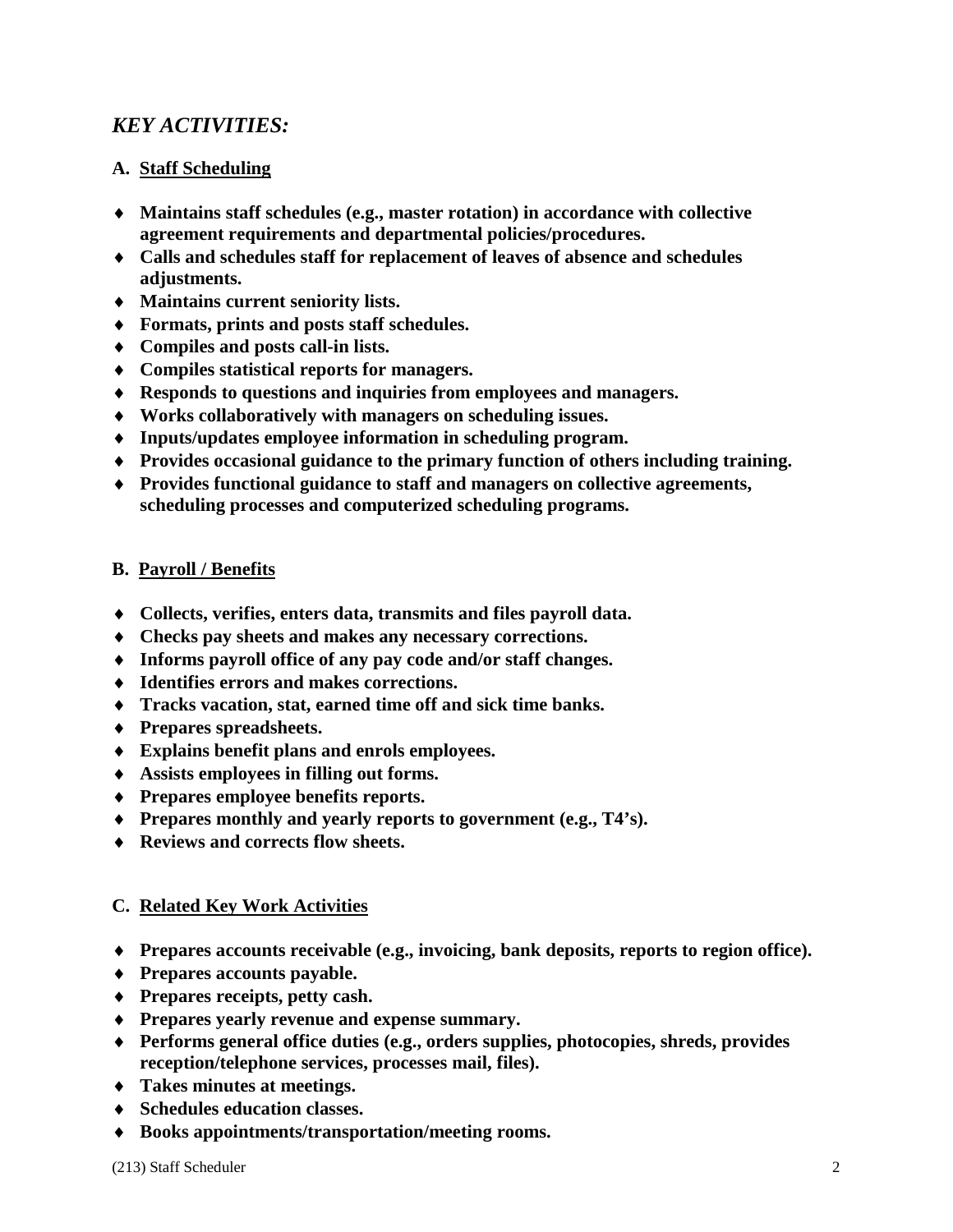## *KEY ACTIVITIES:*

### A. Staff Scheduling

- **Maintains staff schedules (e.g., master rotation) in accordance with collective agreement requirements and departmental policies/procedures.**
- **Calls and schedules staff for replacement of leaves of absence and schedules adjustments.**
- **Maintains current seniority lists.**
- **Formats, prints and posts staff schedules.**
- **Compiles and posts call-in lists.**
- **Compiles statistical reports for managers.**
- **Responds to questions and inquiries from employees and managers.**
- **Works collaboratively with managers on scheduling issues.**
- **Inputs/updates employee information in scheduling program.**
- **Provides occasional guidance to the primary function of others including training.**
- **Provides functional guidance to staff and managers on collective agreements, scheduling processes and computerized scheduling programs.**

### B. Payroll / Benefits

- **Collects, verifies, enters data, transmits and files payroll data.**
- **Checks pay sheets and makes any necessary corrections.**
- **Informs payroll office of any pay code and/or staff changes.**
- **Identifies errors and makes corrections.**
- **Tracks vacation, stat, earned time off and sick time banks.**
- **Prepares spreadsheets.**
- **Explains benefit plans and enrols employees.**
- **Assists employees in filling out forms.**
- **Prepares employee benefits reports.**
- **Prepares monthly and yearly reports to government (e.g., T4's).**
- **Reviews and corrects flow sheets.**

### C. Related Key Work Activities

- **Prepares accounts receivable (e.g., invoicing, bank deposits, reports to region office).**
- **Prepares accounts payable.**
- **Prepares receipts, petty cash.**
- **Prepares yearly revenue and expense summary.**
- **Performs general office duties (e.g., orders supplies, photocopies, shreds, provides reception/telephone services, processes mail, files).**
- **Takes minutes at meetings.**
- **Schedules education classes.**
- **Books appointments/transportation/meeting rooms.**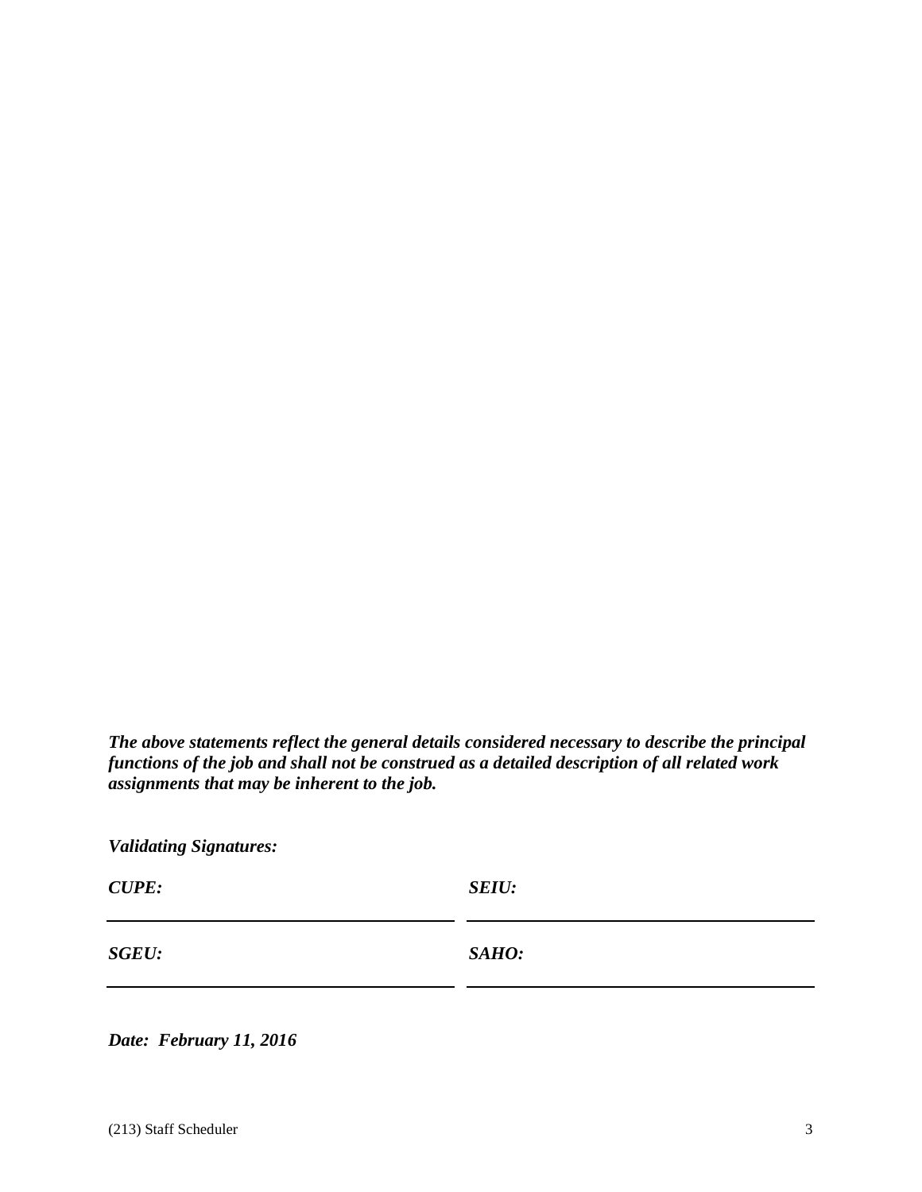***The above statements reflect the general details considered necessary to describe the principal functions of the job and shall not be construed as a detailed description of all related work assignments that may be inherent to the job.***

***Validating Signatures:***

| | |
|---|---|
| ***CUPE:*** | ***SEIU:*** |
| ***SGEU:*** | ***SAHO:*** |

***Date: February 11, 2016***